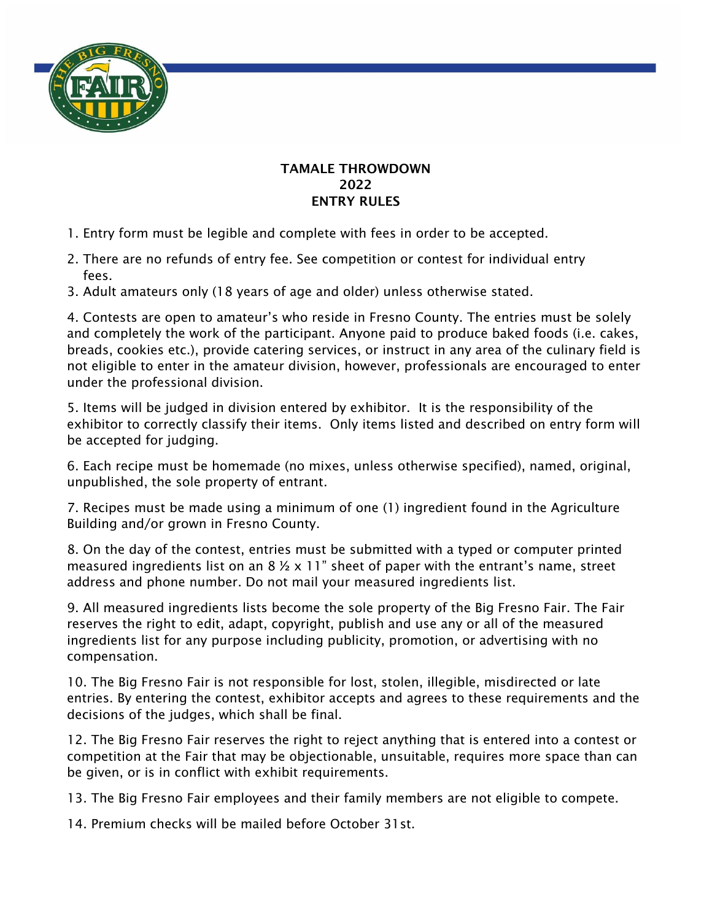# TAMALE THROWDOWN
# 2022
# ENTRY RULES

1. Entry form must be legible and complete with fees in order to be accepted.

2. There are no refunds of entry fee. See competition or contest for individual entry fees.

3. Adult amateurs only (18 years of age and older) unless otherwise stated.

4. Contests are open to amateur's who reside in Fresno County. The entries must be solely and completely the work of the participant. Anyone paid to produce baked foods (i.e. cakes, breads, cookies etc.), provide catering services, or instruct in any area of the culinary field is not eligible to enter in the amateur division, however, professionals are encouraged to enter under the professional division.

5. Items will be judged in division entered by exhibitor. It is the responsibility of the exhibitor to correctly classify their items. Only items listed and described on entry form will be accepted for judging.

6. Each recipe must be homemade (no mixes, unless otherwise specified), named, original, unpublished, the sole property of entrant.

7. Recipes must be made using a minimum of one (1) ingredient found in the Agriculture Building and/or grown in Fresno County.

8. On the day of the contest, entries must be submitted with a typed or computer printed measured ingredients list on an 8 ½ x 11" sheet of paper with the entrant's name, street address and phone number. Do not mail your measured ingredients list.

9. All measured ingredients lists become the sole property of the Big Fresno Fair. The Fair reserves the right to edit, adapt, copyright, publish and use any or all of the measured ingredients list for any purpose including publicity, promotion, or advertising with no compensation.

10. The Big Fresno Fair is not responsible for lost, stolen, illegible, misdirected or late entries. By entering the contest, exhibitor accepts and agrees to these requirements and the decisions of the judges, which shall be final.

12. The Big Fresno Fair reserves the right to reject anything that is entered into a contest or competition at the Fair that may be objectionable, unsuitable, requires more space than can be given, or is in conflict with exhibit requirements.

13. The Big Fresno Fair employees and their family members are not eligible to compete.

14. Premium checks will be mailed before October 31st.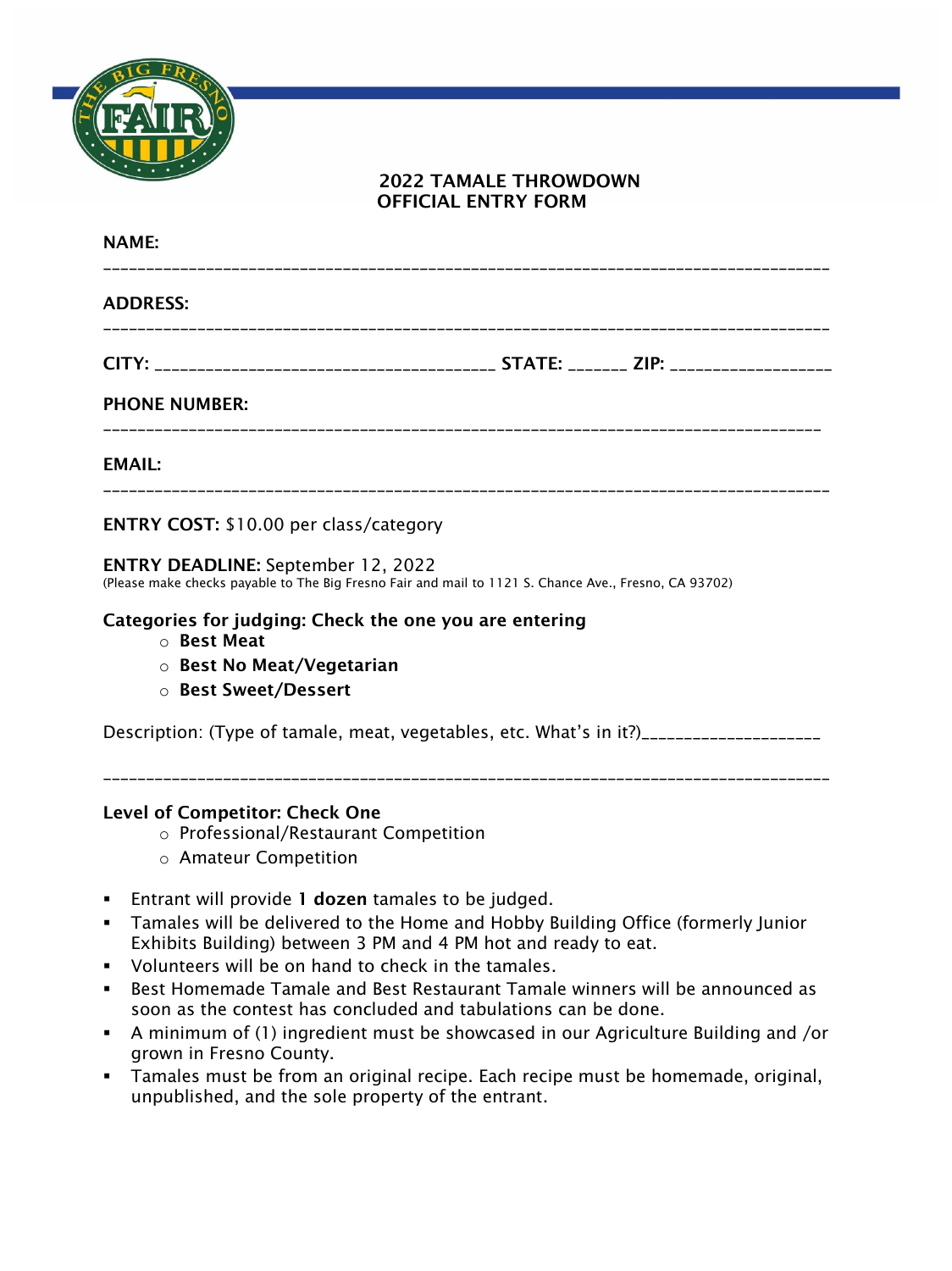## 2022 TAMALE THROWDOWN
## OFFICIAL ENTRY FORM

**NAME:**

___________________________________________________________________________________

**ADDRESS:**

___________________________________________________________________________________

**CITY:** _____________________________________ **STATE:** ______ **ZIP:** _________________

**PHONE NUMBER:**

___________________________________________________________________________________

**EMAIL:**

___________________________________________________________________________________

**ENTRY COST:** $10.00 per class/category

**ENTRY DEADLINE:** September 12, 2022
(Please make checks payable to The Big Fresno Fair and mail to 1121 S. Chance Ave., Fresno, CA 93702)

**Categories for judging: Check the one you are entering**

- ○ **Best Meat**
- ○ **Best No Meat/Vegetarian**
- ○ **Best Sweet/Dessert**

Description: (Type of tamale, meat, vegetables, etc. What's in it?)____________________

___________________________________________________________________________________

**Level of Competitor: Check One**

- ○ Professional/Restaurant Competition
- ○ Amateur Competition

- Entrant will provide **1 dozen** tamales to be judged.
- Tamales will be delivered to the Home and Hobby Building Office (formerly Junior Exhibits Building) between 3 PM and 4 PM hot and ready to eat.
- Volunteers will be on hand to check in the tamales.
- Best Homemade Tamale and Best Restaurant Tamale winners will be announced as soon as the contest has concluded and tabulations can be done.
- A minimum of (1) ingredient must be showcased in our Agriculture Building and /or grown in Fresno County.
- Tamales must be from an original recipe. Each recipe must be homemade, original, unpublished, and the sole property of the entrant.